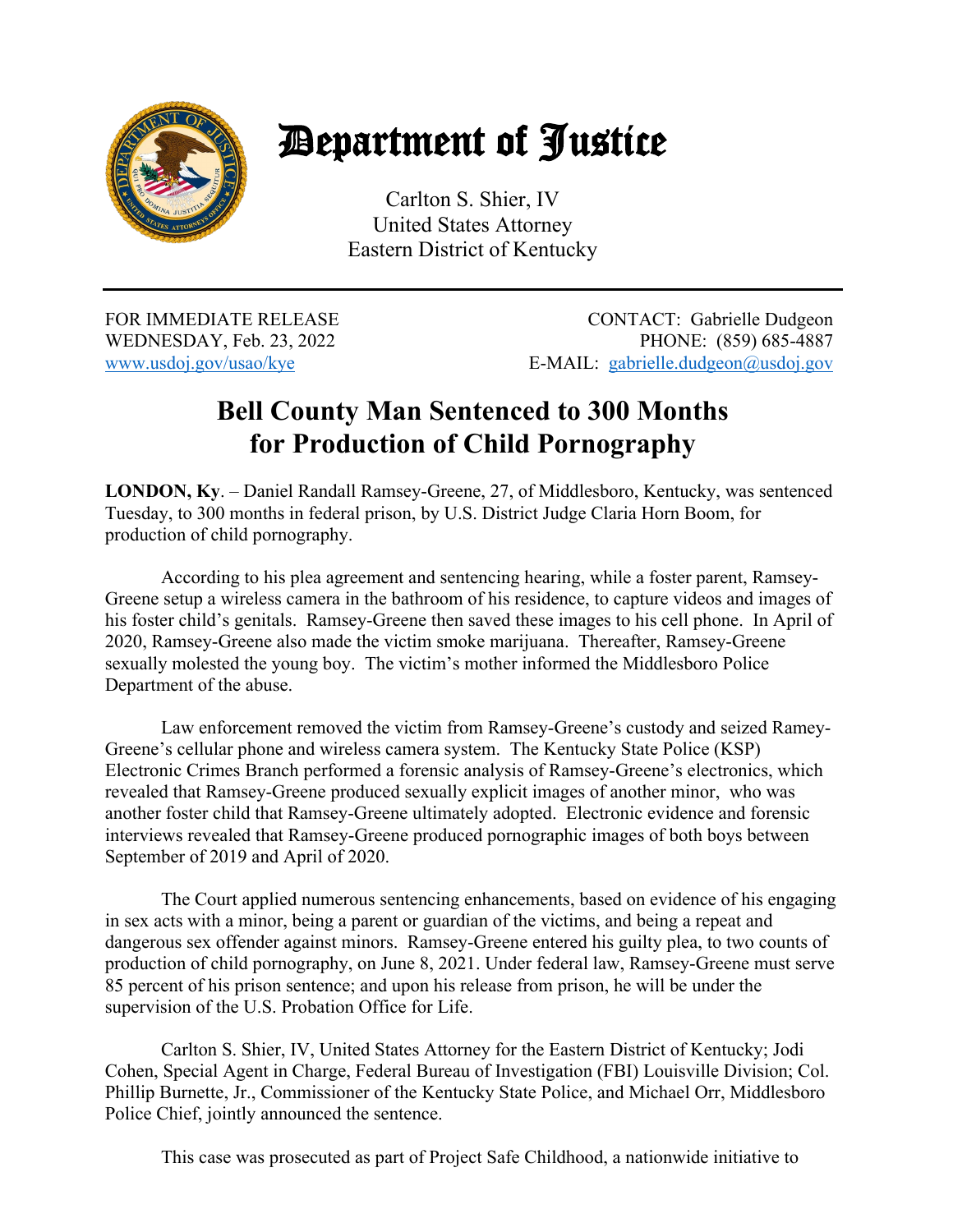# Department of Justice

Carlton S. Shier, IV
United States Attorney
Eastern District of Kentucky

---

FOR IMMEDIATE RELEASE
WEDNESDAY, Feb. 23, 2022
www.usdoj.gov/usao/kye

CONTACT: Gabrielle Dudgeon
PHONE: (859) 685-4887
E-MAIL: gabrielle.dudgeon@usdoj.gov

## Bell County Man Sentenced to 300 Months for Production of Child Pornography

**LONDON, Ky**. – Daniel Randall Ramsey-Greene, 27, of Middlesboro, Kentucky, was sentenced Tuesday, to 300 months in federal prison, by U.S. District Judge Claria Horn Boom, for production of child pornography.

According to his plea agreement and sentencing hearing, while a foster parent, Ramsey-Greene setup a wireless camera in the bathroom of his residence, to capture videos and images of his foster child's genitals. Ramsey-Greene then saved these images to his cell phone. In April of 2020, Ramsey-Greene also made the victim smoke marijuana. Thereafter, Ramsey-Greene sexually molested the young boy. The victim's mother informed the Middlesboro Police Department of the abuse.

Law enforcement removed the victim from Ramsey-Greene's custody and seized Ramey-Greene's cellular phone and wireless camera system. The Kentucky State Police (KSP) Electronic Crimes Branch performed a forensic analysis of Ramsey-Greene's electronics, which revealed that Ramsey-Greene produced sexually explicit images of another minor, who was another foster child that Ramsey-Greene ultimately adopted. Electronic evidence and forensic interviews revealed that Ramsey-Greene produced pornographic images of both boys between September of 2019 and April of 2020.

The Court applied numerous sentencing enhancements, based on evidence of his engaging in sex acts with a minor, being a parent or guardian of the victims, and being a repeat and dangerous sex offender against minors. Ramsey-Greene entered his guilty plea, to two counts of production of child pornography, on June 8, 2021. Under federal law, Ramsey-Greene must serve 85 percent of his prison sentence; and upon his release from prison, he will be under the supervision of the U.S. Probation Office for Life.

Carlton S. Shier, IV, United States Attorney for the Eastern District of Kentucky; Jodi Cohen, Special Agent in Charge, Federal Bureau of Investigation (FBI) Louisville Division; Col. Phillip Burnette, Jr., Commissioner of the Kentucky State Police, and Michael Orr, Middlesboro Police Chief, jointly announced the sentence.

This case was prosecuted as part of Project Safe Childhood, a nationwide initiative to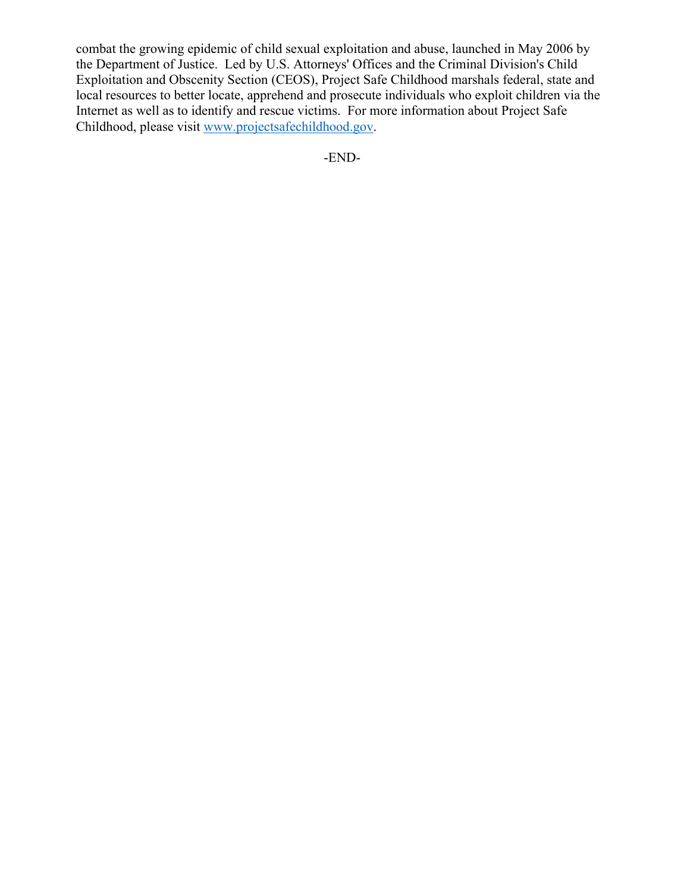combat the growing epidemic of child sexual exploitation and abuse, launched in May 2006 by the Department of Justice. Led by U.S. Attorneys' Offices and the Criminal Division's Child Exploitation and Obscenity Section (CEOS), Project Safe Childhood marshals federal, state and local resources to better locate, apprehend and prosecute individuals who exploit children via the Internet as well as to identify and rescue victims. For more information about Project Safe Childhood, please visit [www.projectsafechildhood.gov](http://www.projectsafechildhood.gov).

-END-